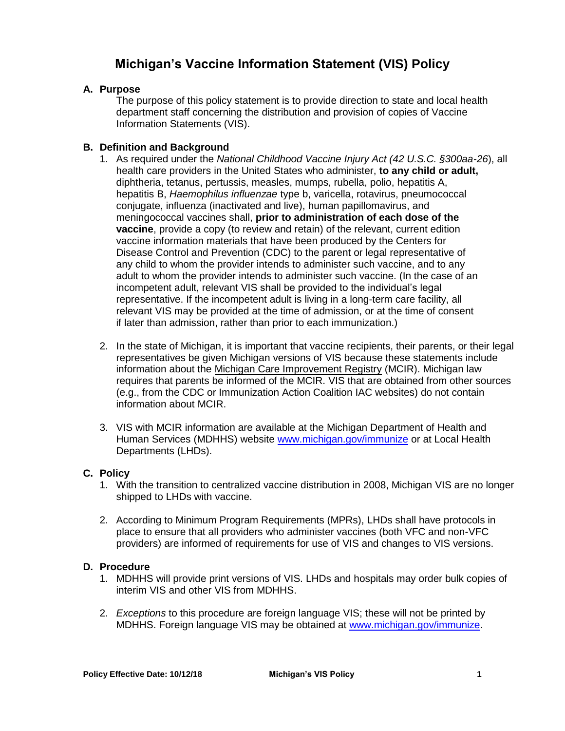# Michigan's Vaccine Information Statement (VIS) Policy

## A. Purpose

The purpose of this policy statement is to provide direction to state and local health department staff concerning the distribution and provision of copies of Vaccine Information Statements (VIS).

## B. Definition and Background

1. As required under the *National Childhood Vaccine Injury Act (42 U.S.C. §300aa-26*), all health care providers in the United States who administer, **to any child or adult,** diphtheria, tetanus, pertussis, measles, mumps, rubella, polio, hepatitis A, hepatitis B, *Haemophilus influenzae* type b, varicella, rotavirus, pneumococcal conjugate, influenza (inactivated and live), human papillomavirus, and meningococcal vaccines shall, **prior to administration of each dose of the vaccine**, provide a copy (to review and retain) of the relevant, current edition vaccine information materials that have been produced by the Centers for Disease Control and Prevention (CDC) to the parent or legal representative of any child to whom the provider intends to administer such vaccine, and to any adult to whom the provider intends to administer such vaccine. (In the case of an incompetent adult, relevant VIS shall be provided to the individual's legal representative. If the incompetent adult is living in a long-term care facility, all relevant VIS may be provided at the time of admission, or at the time of consent if later than admission, rather than prior to each immunization.)

2. In the state of Michigan, it is important that vaccine recipients, their parents, or their legal representatives be given Michigan versions of VIS because these statements include information about the Michigan Care Improvement Registry (MCIR). Michigan law requires that parents be informed of the MCIR. VIS that are obtained from other sources (e.g., from the CDC or Immunization Action Coalition IAC websites) do not contain information about MCIR.

3. VIS with MCIR information are available at the Michigan Department of Health and Human Services (MDHHS) website www.michigan.gov/immunize or at Local Health Departments (LHDs).

## C. Policy

1. With the transition to centralized vaccine distribution in 2008, Michigan VIS are no longer shipped to LHDs with vaccine.

2. According to Minimum Program Requirements (MPRs), LHDs shall have protocols in place to ensure that all providers who administer vaccines (both VFC and non-VFC providers) are informed of requirements for use of VIS and changes to VIS versions.

## D. Procedure

1. MDHHS will provide print versions of VIS. LHDs and hospitals may order bulk copies of interim VIS and other VIS from MDHHS.

2. *Exceptions* to this procedure are foreign language VIS; these will not be printed by MDHHS. Foreign language VIS may be obtained at www.michigan.gov/immunize.

**Policy Effective Date: 10/12/18**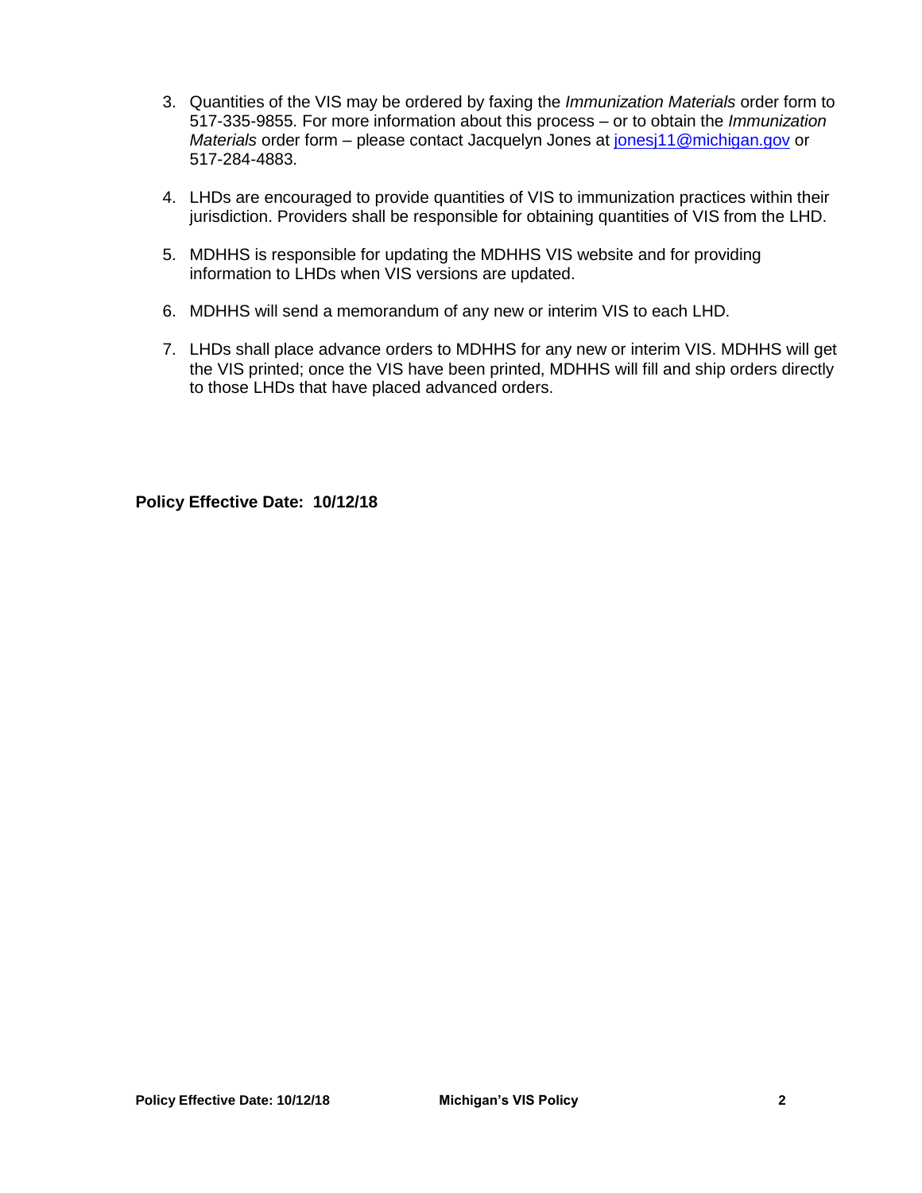3. Quantities of the VIS may be ordered by faxing the *Immunization Materials* order form to 517-335-9855. For more information about this process – or to obtain the *Immunization Materials* order form – please contact Jacquelyn Jones at jonesj11@michigan.gov or 517-284-4883.

4. LHDs are encouraged to provide quantities of VIS to immunization practices within their jurisdiction. Providers shall be responsible for obtaining quantities of VIS from the LHD.

5. MDHHS is responsible for updating the MDHHS VIS website and for providing information to LHDs when VIS versions are updated.

6. MDHHS will send a memorandum of any new or interim VIS to each LHD.

7. LHDs shall place advance orders to MDHHS for any new or interim VIS. MDHHS will get the VIS printed; once the VIS have been printed, MDHHS will fill and ship orders directly to those LHDs that have placed advanced orders.

**Policy Effective Date: 10/12/18**